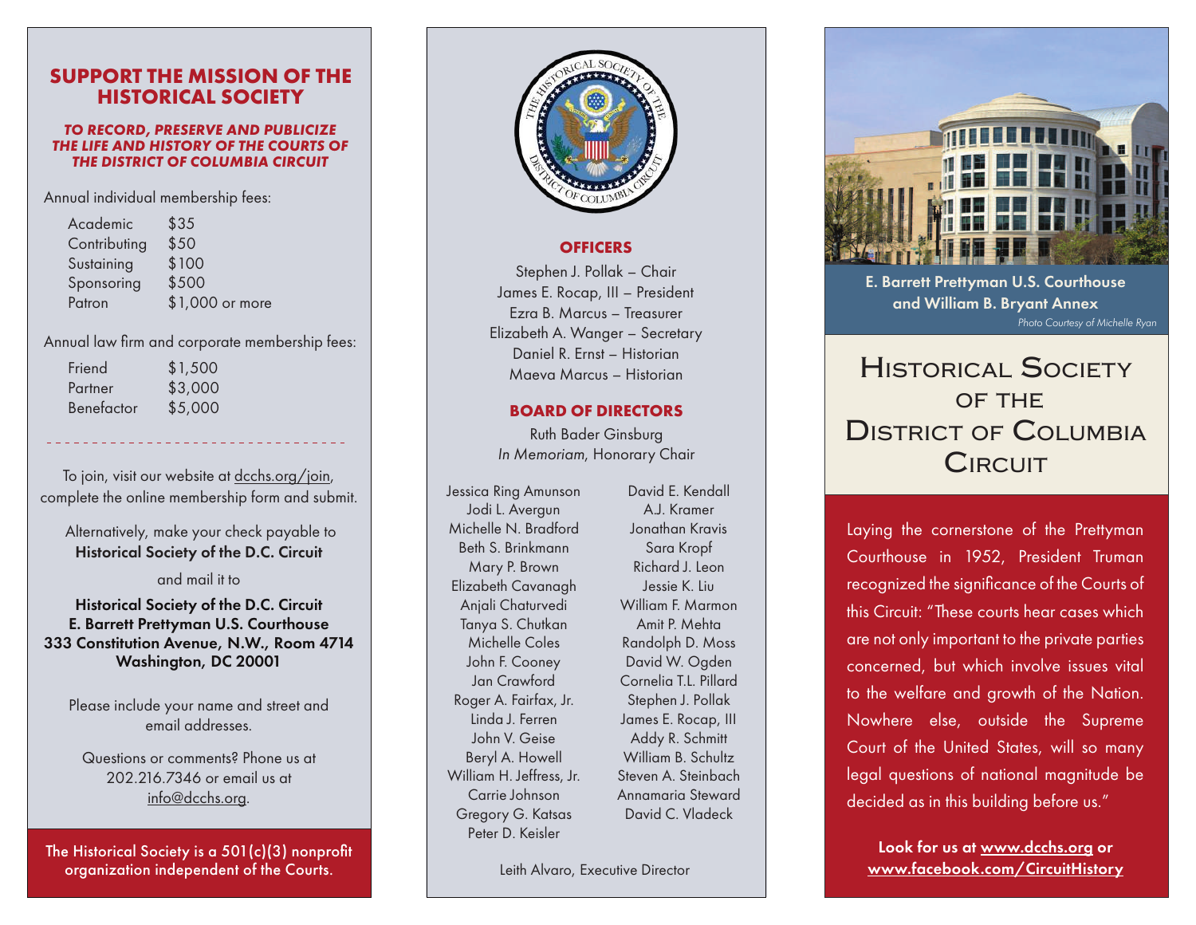## SUPPORT THE MISSION OF THE HISTORICAL SOCIETY

***TO RECORD, PRESERVE AND PUBLICIZE THE LIFE AND HISTORY OF THE COURTS OF THE DISTRICT OF COLUMBIA CIRCUIT***

Annual individual membership fees:

| | |
|---|---|
| Academic | $35 |
| Contributing | $50 |
| Sustaining | $100 |
| Sponsoring | $500 |
| Patron | $1,000 or more |

Annual law firm and corporate membership fees:

| | |
|---|---|
| Friend | $1,500 |
| Partner | $3,000 |
| Benefactor | $5,000 |

---

To join, visit our website at dcchs.org/join, complete the online membership form and submit.

Alternatively, make your check payable to **Historical Society of the D.C. Circuit**

and mail it to

**Historical Society of the D.C. Circuit**
**E. Barrett Prettyman U.S. Courthouse**
**333 Constitution Avenue, N.W., Room 4714**
**Washington, DC 20001**

Please include your name and street and email addresses.

Questions or comments? Phone us at 202.216.7346 or email us at info@dcchs.org.

**The Historical Society is a 501(c)(3) nonprofit organization independent of the Courts.**

## OFFICERS

Stephen J. Pollak – Chair
James E. Rocap, III – President
Ezra B. Marcus – Treasurer
Elizabeth A. Wanger – Secretary
Daniel R. Ernst – Historian
Maeva Marcus – Historian

## BOARD OF DIRECTORS

Ruth Bader Ginsburg
*In Memoriam*, Honorary Chair

Jessica Ring Amunson
Jodi L. Avergun
Michelle N. Bradford
Beth S. Brinkmann
Mary P. Brown
Elizabeth Cavanagh
Anjali Chaturvedi
Tanya S. Chutkan
Michelle Coles
John F. Cooney
Jan Crawford
Roger A. Fairfax, Jr.
Linda J. Ferren
John V. Geise
Beryl A. Howell
William H. Jeffress, Jr.
Carrie Johnson
Gregory G. Katsas
Peter D. Keisler
David E. Kendall
A.J. Kramer
Jonathan Kravis
Sara Kropf
Richard J. Leon
Jessie K. Liu
William F. Marmon
Amit P. Mehta
Randolph D. Moss
David W. Ogden
Cornelia T.L. Pillard
Stephen J. Pollak
James E. Rocap, III
Addy R. Schmitt
William B. Schultz
Steven A. Steinbach
Annamaria Steward
David C. Vladeck

Leith Alvaro, Executive Director

**E. Barrett Prettyman U.S. Courthouse and William B. Bryant Annex**
*Photo Courtesy of Michelle Ryan*

# Historical Society of the District of Columbia Circuit

Laying the cornerstone of the Prettyman Courthouse in 1952, President Truman recognized the significance of the Courts of this Circuit: "These courts hear cases which are not only important to the private parties concerned, but which involve issues vital to the welfare and growth of the Nation. Nowhere else, outside the Supreme Court of the United States, will so many legal questions of national magnitude be decided as in this building before us."

**Look for us at www.dcchs.org or www.facebook.com/CircuitHistory**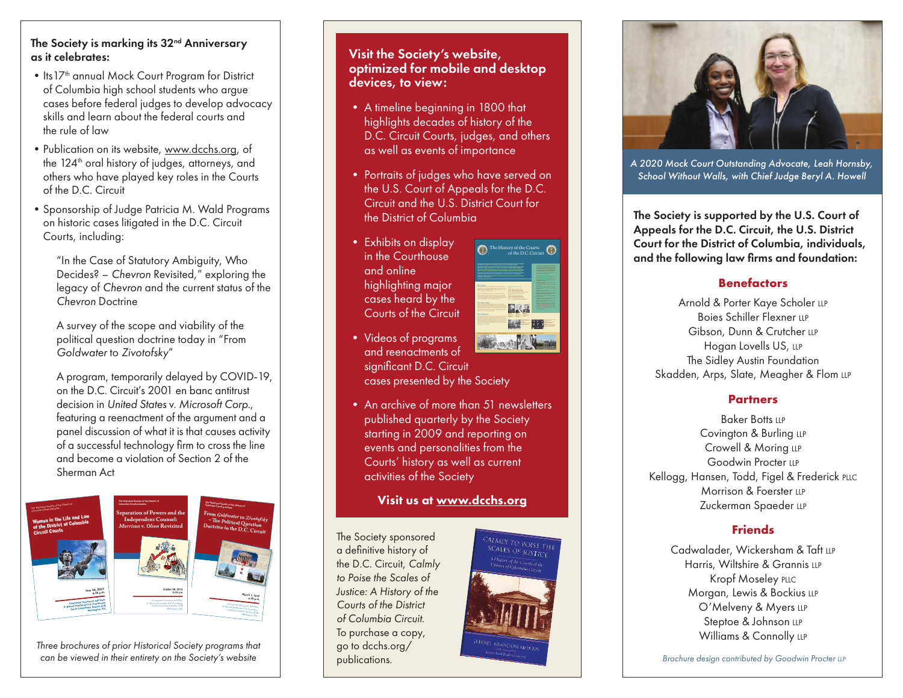**The Society is marking its 32nd Anniversary as it celebrates:**

- Its 17th annual Mock Court Program for District of Columbia high school students who argue cases before federal judges to develop advocacy skills and learn about the federal courts and the rule of law
- Publication on its website, www.dcchs.org, of the 124th oral history of judges, attorneys, and others who have played key roles in the Courts of the D.C. Circuit
- Sponsorship of Judge Patricia M. Wald Programs on historic cases litigated in the D.C. Circuit Courts, including:

  "In the Case of Statutory Ambiguity, Who Decides? – *Chevron* Revisited," exploring the legacy of *Chevron* and the current status of the *Chevron* Doctrine

  A survey of the scope and viability of the political question doctrine today in "From *Goldwater* to *Zivotofsky*"

  A program, temporarily delayed by COVID-19, on the D.C. Circuit's 2001 en banc antitrust decision in *United States* v. *Microsoft Corp.*, featuring a reenactment of the argument and a panel discussion of what it is that causes activity of a successful technology firm to cross the line and become a violation of Section 2 of the Sherman Act

*Three brochures of prior Historical Society programs that can be viewed in their entirety on the Society's website*

**Visit the Society's website, optimized for mobile and desktop devices, to view:**

- A timeline beginning in 1800 that highlights decades of history of the D.C. Circuit Courts, judges, and others as well as events of importance
- Portraits of judges who have served on the U.S. Court of Appeals for the D.C. Circuit and the U.S. District Court for the District of Columbia
- Exhibits on display in the Courthouse and online highlighting major cases heard by the Courts of the Circuit
- Videos of programs and reenactments of significant D.C. Circuit cases presented by the Society
- An archive of more than 51 newsletters published quarterly by the Society starting in 2009 and reporting on events and personalities from the Courts' history as well as current activities of the Society

**Visit us at www.dcchs.org**

The Society sponsored a definitive history of the D.C. Circuit, *Calmly to Poise the Scales of Justice: A History of the Courts of the District of Columbia Circuit.* To purchase a copy, go to dcchs.org/publications.

*A 2020 Mock Court Outstanding Advocate, Leah Hornsby, School Without Walls, with Chief Judge Beryl A. Howell*

**The Society is supported by the U.S. Court of Appeals for the D.C. Circuit, the U.S. District Court for the District of Columbia, individuals, and the following law firms and foundation:**

## Benefactors

Arnold & Porter Kaye Scholer LLP
Boies Schiller Flexner LLP
Gibson, Dunn & Crutcher LLP
Hogan Lovells US, LLP
The Sidley Austin Foundation
Skadden, Arps, Slate, Meagher & Flom LLP

## Partners

Baker Botts LLP
Covington & Burling LLP
Crowell & Moring LLP
Goodwin Procter LLP
Kellogg, Hansen, Todd, Figel & Frederick PLLC
Morrison & Foerster LLP
Zuckerman Spaeder LLP

## Friends

Cadwalader, Wickersham & Taft LLP
Harris, Wiltshire & Grannis LLP
Kropf Moseley PLLC
Morgan, Lewis & Bockius LLP
O'Melveny & Myers LLP
Steptoe & Johnson LLP
Williams & Connolly LLP

*Brochure design contributed by Goodwin Procter LLP*